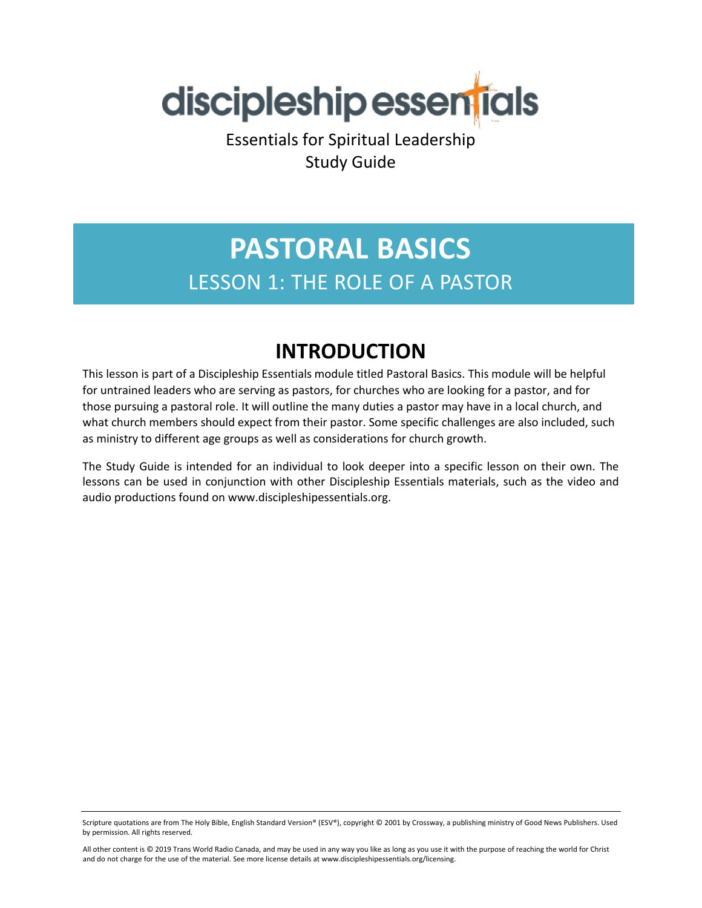discipleship essentials

Essentials for Spiritual Leadership
Study Guide

# PASTORAL BASICS

## LESSON 1: THE ROLE OF A PASTOR

## INTRODUCTION

This lesson is part of a Discipleship Essentials module titled Pastoral Basics. This module will be helpful for untrained leaders who are serving as pastors, for churches who are looking for a pastor, and for those pursuing a pastoral role. It will outline the many duties a pastor may have in a local church, and what church members should expect from their pastor. Some specific challenges are also included, such as ministry to different age groups as well as considerations for church growth.

The Study Guide is intended for an individual to look deeper into a specific lesson on their own. The lessons can be used in conjunction with other Discipleship Essentials materials, such as the video and audio productions found on www.discipleshipessentials.org.

---

Scripture quotations are from The Holy Bible, English Standard Version® (ESV®), copyright © 2001 by Crossway, a publishing ministry of Good News Publishers. Used by permission. All rights reserved.

All other content is © 2019 Trans World Radio Canada, and may be used in any way you like as long as you use it with the purpose of reaching the world for Christ and do not charge for the use of the material. See more license details at www.discipleshipessentials.org/licensing.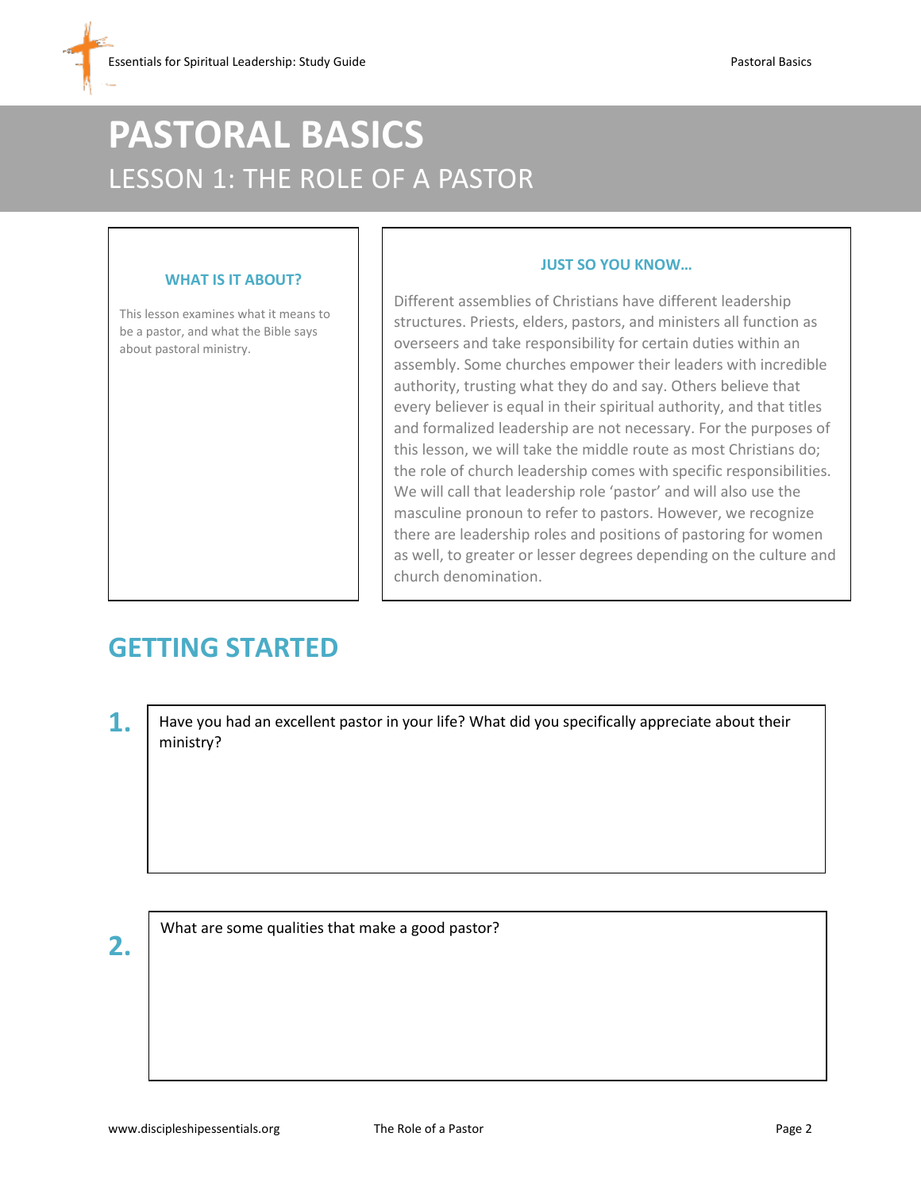# PASTORAL BASICS

## LESSON 1: THE ROLE OF A PASTOR

### WHAT IS IT ABOUT?

This lesson examines what it means to be a pastor, and what the Bible says about pastoral ministry.

### JUST SO YOU KNOW…

Different assemblies of Christians have different leadership structures. Priests, elders, pastors, and ministers all function as overseers and take responsibility for certain duties within an assembly. Some churches empower their leaders with incredible authority, trusting what they do and say. Others believe that every believer is equal in their spiritual authority, and that titles and formalized leadership are not necessary. For the purposes of this lesson, we will take the middle route as most Christians do; the role of church leadership comes with specific responsibilities. We will call that leadership role 'pastor' and will also use the masculine pronoun to refer to pastors. However, we recognize there are leadership roles and positions of pastoring for women as well, to greater or lesser degrees depending on the culture and church denomination.

## GETTING STARTED

**1.** Have you had an excellent pastor in your life? What did you specifically appreciate about their ministry?

**2.** What are some qualities that make a good pastor?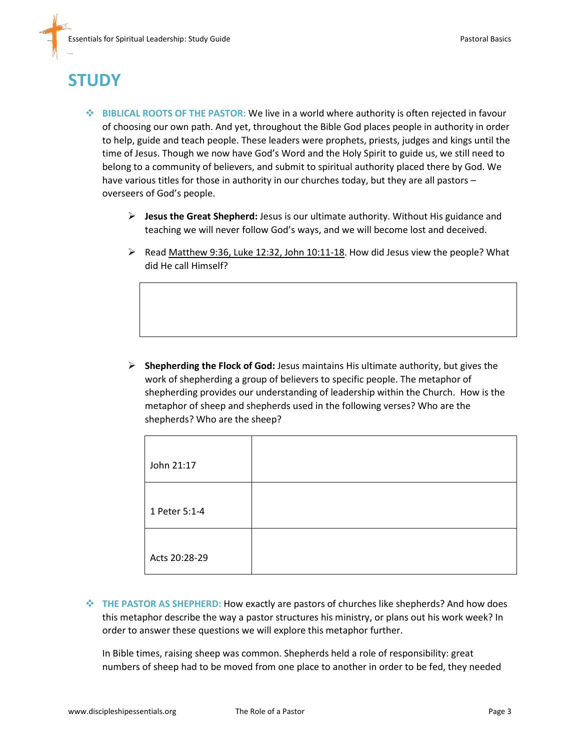# STUDY

- **BIBLICAL ROOTS OF THE PASTOR:** We live in a world where authority is often rejected in favour of choosing our own path. And yet, throughout the Bible God places people in authority in order to help, guide and teach people. These leaders were prophets, priests, judges and kings until the time of Jesus. Though we now have God's Word and the Holy Spirit to guide us, we still need to belong to a community of believers, and submit to spiritual authority placed there by God. We have various titles for those in authority in our churches today, but they are all pastors – overseers of God's people.

  - **Jesus the Great Shepherd:** Jesus is our ultimate authority. Without His guidance and teaching we will never follow God's ways, and we will become lost and deceived.

  - Read Matthew 9:36, Luke 12:32, John 10:11-18. How did Jesus view the people? What did He call Himself?

| |
|---|
| |

  - **Shepherding the Flock of God:** Jesus maintains His ultimate authority, but gives the work of shepherding a group of believers to specific people. The metaphor of shepherding provides our understanding of leadership within the Church. How is the metaphor of sheep and shepherds used in the following verses? Who are the shepherds? Who are the sheep?

| | |
|---|---|
| John 21:17 | |
| 1 Peter 5:1-4 | |
| Acts 20:28-29 | |

- **THE PASTOR AS SHEPHERD:** How exactly are pastors of churches like shepherds? And how does this metaphor describe the way a pastor structures his ministry, or plans out his work week? In order to answer these questions we will explore this metaphor further.

  In Bible times, raising sheep was common. Shepherds held a role of responsibility: great numbers of sheep had to be moved from one place to another in order to be fed, they needed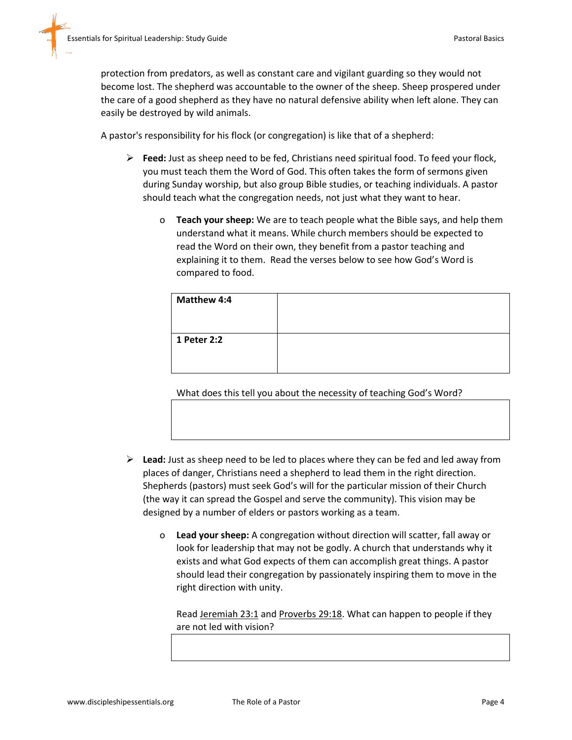protection from predators, as well as constant care and vigilant guarding so they would not become lost. The shepherd was accountable to the owner of the sheep. Sheep prospered under the care of a good shepherd as they have no natural defensive ability when left alone. They can easily be destroyed by wild animals.

A pastor's responsibility for his flock (or congregation) is like that of a shepherd:

- **Feed:** Just as sheep need to be fed, Christians need spiritual food. To feed your flock, you must teach them the Word of God. This often takes the form of sermons given during Sunday worship, but also group Bible studies, or teaching individuals. A pastor should teach what the congregation needs, not just what they want to hear.

    - **Teach your sheep:** We are to teach people what the Bible says, and help them understand what it means. While church members should be expected to read the Word on their own, they benefit from a pastor teaching and explaining it to them. Read the verses below to see how God's Word is compared to food.

      | **Matthew 4:4** | |
      |---|---|
      | **1 Peter 2:2** | |

      What does this tell you about the necessity of teaching God's Word?

      | |
      |---|
      | |

- **Lead:** Just as sheep need to be led to places where they can be fed and led away from places of danger, Christians need a shepherd to lead them in the right direction. Shepherds (pastors) must seek God's will for the particular mission of their Church (the way it can spread the Gospel and serve the community). This vision may be designed by a number of elders or pastors working as a team.

    - **Lead your sheep:** A congregation without direction will scatter, fall away or look for leadership that may not be godly. A church that understands why it exists and what God expects of them can accomplish great things. A pastor should lead their congregation by passionately inspiring them to move in the right direction with unity.

      Read Jeremiah 23:1 and Proverbs 29:18. What can happen to people if they are not led with vision?

      | |
      |---|
      | |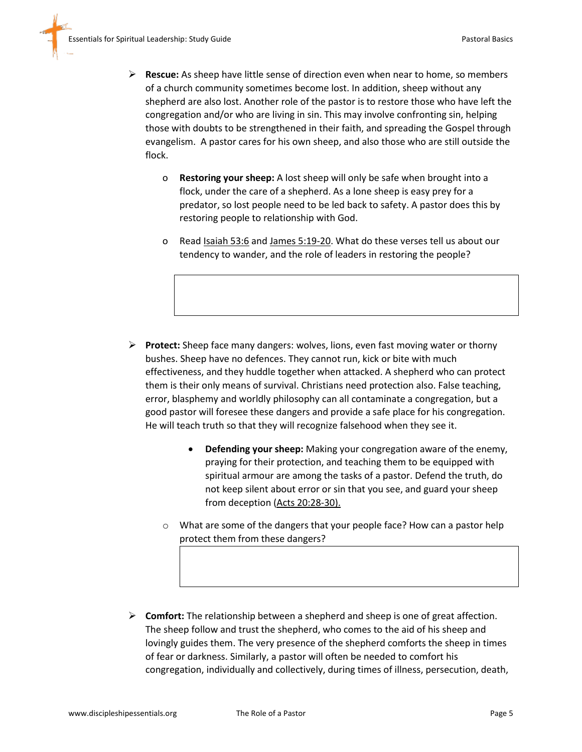- **Rescue:** As sheep have little sense of direction even when near to home, so members of a church community sometimes become lost. In addition, sheep without any shepherd are also lost. Another role of the pastor is to restore those who have left the congregation and/or who are living in sin. This may involve confronting sin, helping those with doubts to be strengthened in their faith, and spreading the Gospel through evangelism. A pastor cares for his own sheep, and also those who are still outside the flock.

  - **Restoring your sheep:** A lost sheep will only be safe when brought into a flock, under the care of a shepherd. As a lone sheep is easy prey for a predator, so lost people need to be led back to safety. A pastor does this by restoring people to relationship with God.

  - Read Isaiah 53:6 and James 5:19-20. What do these verses tell us about our tendency to wander, and the role of leaders in restoring the people?

- **Protect:** Sheep face many dangers: wolves, lions, even fast moving water or thorny bushes. Sheep have no defences. They cannot run, kick or bite with much effectiveness, and they huddle together when attacked. A shepherd who can protect them is their only means of survival. Christians need protection also. False teaching, error, blasphemy and worldly philosophy can all contaminate a congregation, but a good pastor will foresee these dangers and provide a safe place for his congregation. He will teach truth so that they will recognize falsehood when they see it.

  - **Defending your sheep:** Making your congregation aware of the enemy, praying for their protection, and teaching them to be equipped with spiritual armour are among the tasks of a pastor. Defend the truth, do not keep silent about error or sin that you see, and guard your sheep from deception (Acts 20:28-30).

  - What are some of the dangers that your people face? How can a pastor help protect them from these dangers?

- **Comfort:** The relationship between a shepherd and sheep is one of great affection. The sheep follow and trust the shepherd, who comes to the aid of his sheep and lovingly guides them. The very presence of the shepherd comforts the sheep in times of fear or darkness. Similarly, a pastor will often be needed to comfort his congregation, individually and collectively, during times of illness, persecution, death,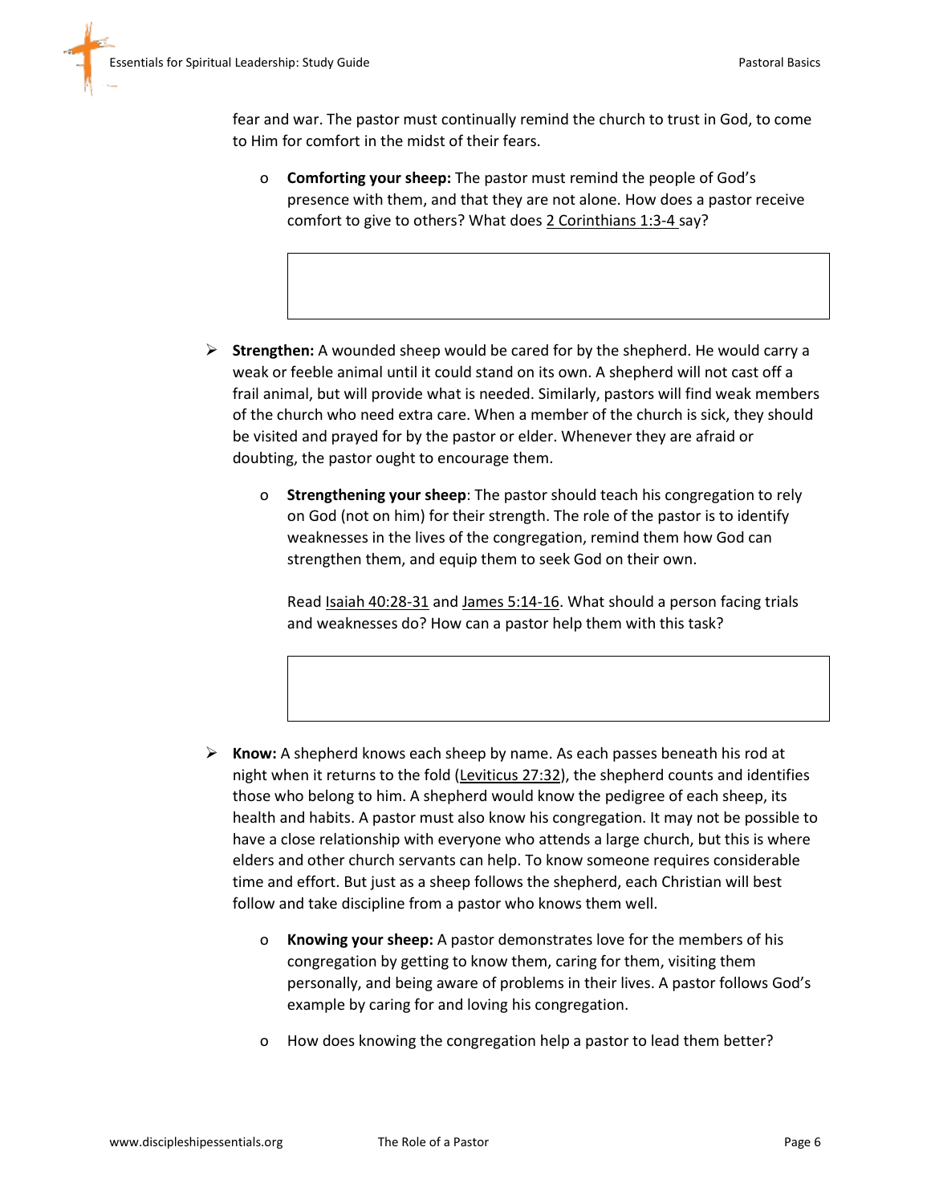fear and war. The pastor must continually remind the church to trust in God, to come to Him for comfort in the midst of their fears.

- **Comforting your sheep:** The pastor must remind the people of God's presence with them, and that they are not alone. How does a pastor receive comfort to give to others? What does 2 Corinthians 1:3-4 say?

- **Strengthen:** A wounded sheep would be cared for by the shepherd. He would carry a weak or feeble animal until it could stand on its own. A shepherd will not cast off a frail animal, but will provide what is needed. Similarly, pastors will find weak members of the church who need extra care. When a member of the church is sick, they should be visited and prayed for by the pastor or elder. Whenever they are afraid or doubting, the pastor ought to encourage them.

  - **Strengthening your sheep**: The pastor should teach his congregation to rely on God (not on him) for their strength. The role of the pastor is to identify weaknesses in the lives of the congregation, remind them how God can strengthen them, and equip them to seek God on their own.

    Read Isaiah 40:28-31 and James 5:14-16. What should a person facing trials and weaknesses do? How can a pastor help them with this task?

- **Know:** A shepherd knows each sheep by name. As each passes beneath his rod at night when it returns to the fold (Leviticus 27:32), the shepherd counts and identifies those who belong to him. A shepherd would know the pedigree of each sheep, its health and habits. A pastor must also know his congregation. It may not be possible to have a close relationship with everyone who attends a large church, but this is where elders and other church servants can help. To know someone requires considerable time and effort. But just as a sheep follows the shepherd, each Christian will best follow and take discipline from a pastor who knows them well.

  - **Knowing your sheep:** A pastor demonstrates love for the members of his congregation by getting to know them, caring for them, visiting them personally, and being aware of problems in their lives. A pastor follows God's example by caring for and loving his congregation.
  - How does knowing the congregation help a pastor to lead them better?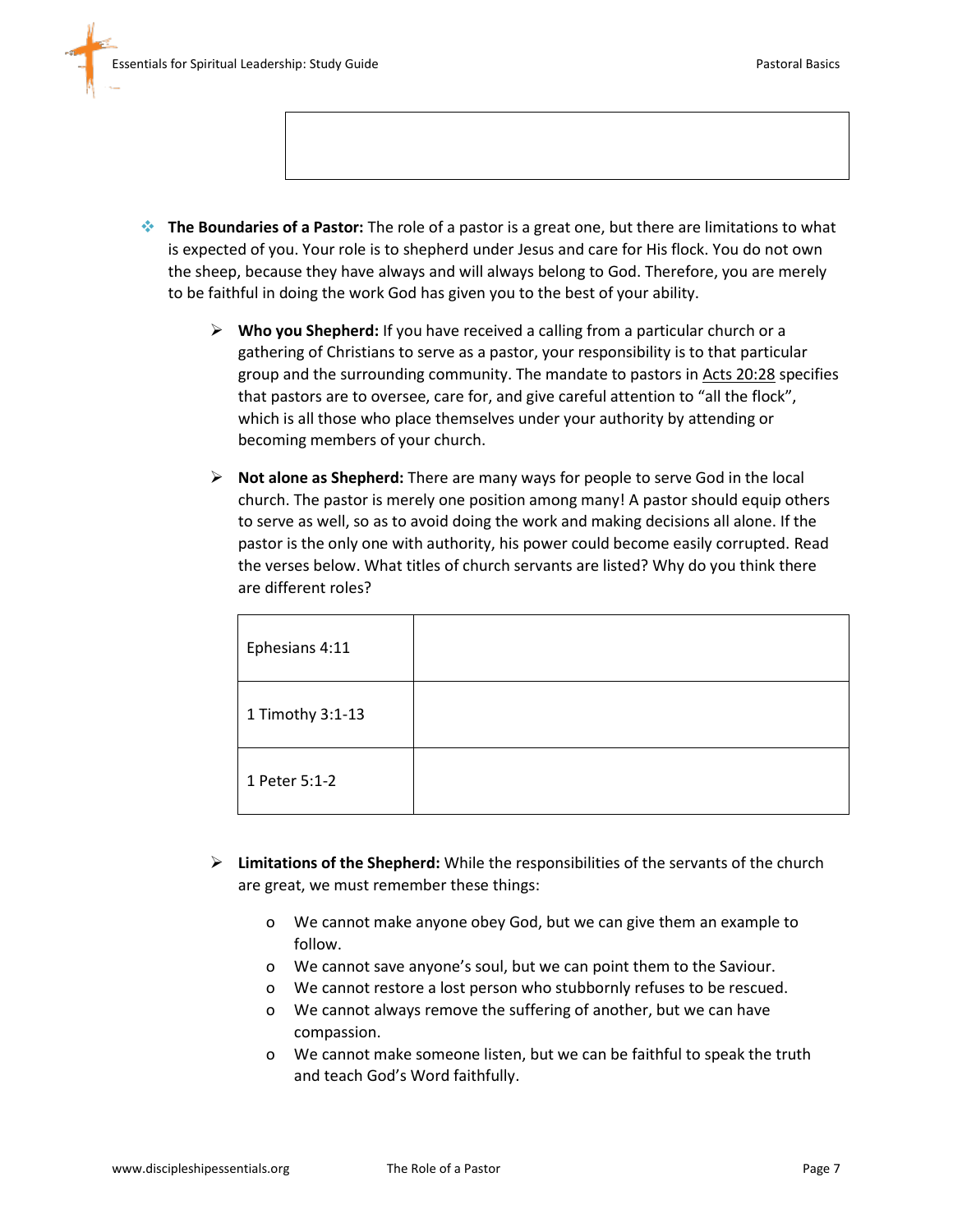- **The Boundaries of a Pastor:** The role of a pastor is a great one, but there are limitations to what is expected of you. Your role is to shepherd under Jesus and care for His flock. You do not own the sheep, because they have always and will always belong to God. Therefore, you are merely to be faithful in doing the work God has given you to the best of your ability.

  - **Who you Shepherd:** If you have received a calling from a particular church or a gathering of Christians to serve as a pastor, your responsibility is to that particular group and the surrounding community. The mandate to pastors in Acts 20:28 specifies that pastors are to oversee, care for, and give careful attention to "all the flock", which is all those who place themselves under your authority by attending or becoming members of your church.

  - **Not alone as Shepherd:** There are many ways for people to serve God in the local church. The pastor is merely one position among many! A pastor should equip others to serve as well, so as to avoid doing the work and making decisions all alone. If the pastor is the only one with authority, his power could become easily corrupted. Read the verses below. What titles of church servants are listed? Why do you think there are different roles?

| | |
|---|---|
| Ephesians 4:11 | |
| 1 Timothy 3:1-13 | |
| 1 Peter 5:1-2 | |

  - **Limitations of the Shepherd:** While the responsibilities of the servants of the church are great, we must remember these things:
    - We cannot make anyone obey God, but we can give them an example to follow.
    - We cannot save anyone's soul, but we can point them to the Saviour.
    - We cannot restore a lost person who stubbornly refuses to be rescued.
    - We cannot always remove the suffering of another, but we can have compassion.
    - We cannot make someone listen, but we can be faithful to speak the truth and teach God's Word faithfully.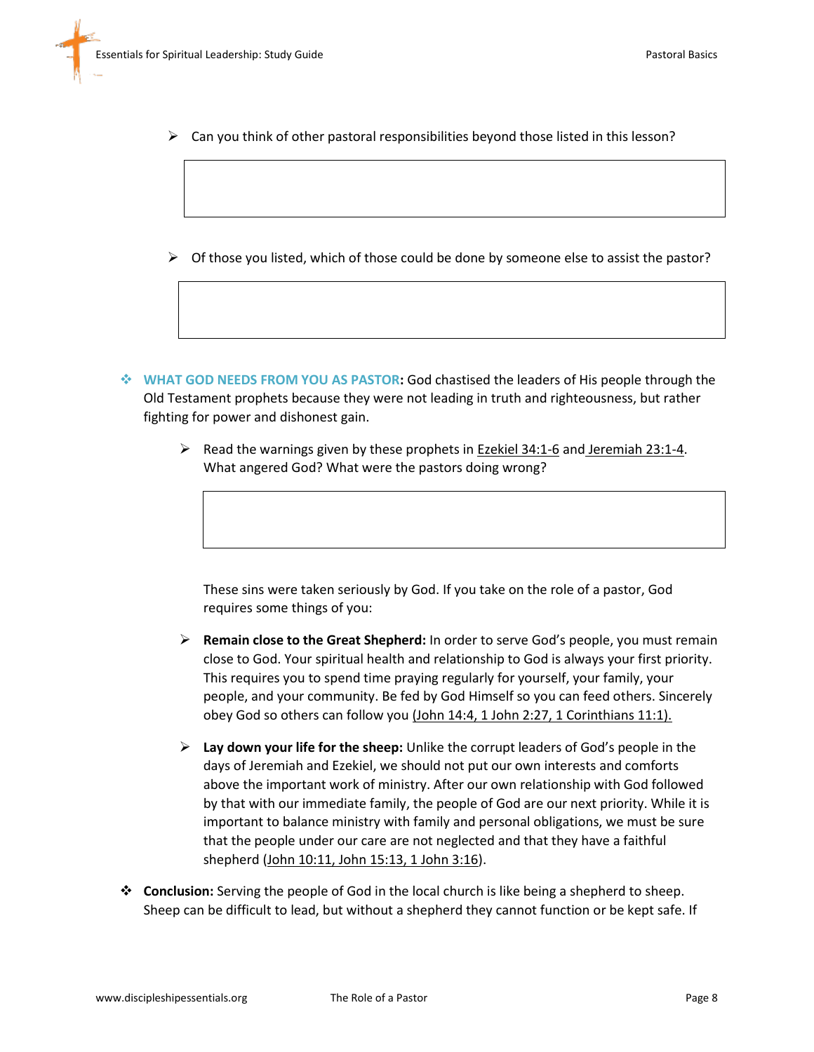- Can you think of other pastoral responsibilities beyond those listed in this lesson?

- Of those you listed, which of those could be done by someone else to assist the pastor?

- **WHAT GOD NEEDS FROM YOU AS PASTOR:** God chastised the leaders of His people through the Old Testament prophets because they were not leading in truth and righteousness, but rather fighting for power and dishonest gain.

  - Read the warnings given by these prophets in Ezekiel 34:1-6 and Jeremiah 23:1-4. What angered God? What were the pastors doing wrong?

  These sins were taken seriously by God. If you take on the role of a pastor, God requires some things of you:

  - **Remain close to the Great Shepherd:** In order to serve God's people, you must remain close to God. Your spiritual health and relationship to God is always your first priority. This requires you to spend time praying regularly for yourself, your family, your people, and your community. Be fed by God Himself so you can feed others. Sincerely obey God so others can follow you (John 14:4, 1 John 2:27, 1 Corinthians 11:1).

  - **Lay down your life for the sheep:** Unlike the corrupt leaders of God's people in the days of Jeremiah and Ezekiel, we should not put our own interests and comforts above the important work of ministry. After our own relationship with God followed by that with our immediate family, the people of God are our next priority. While it is important to balance ministry with family and personal obligations, we must be sure that the people under our care are not neglected and that they have a faithful shepherd (John 10:11, John 15:13, 1 John 3:16).

- **Conclusion:** Serving the people of God in the local church is like being a shepherd to sheep. Sheep can be difficult to lead, but without a shepherd they cannot function or be kept safe. If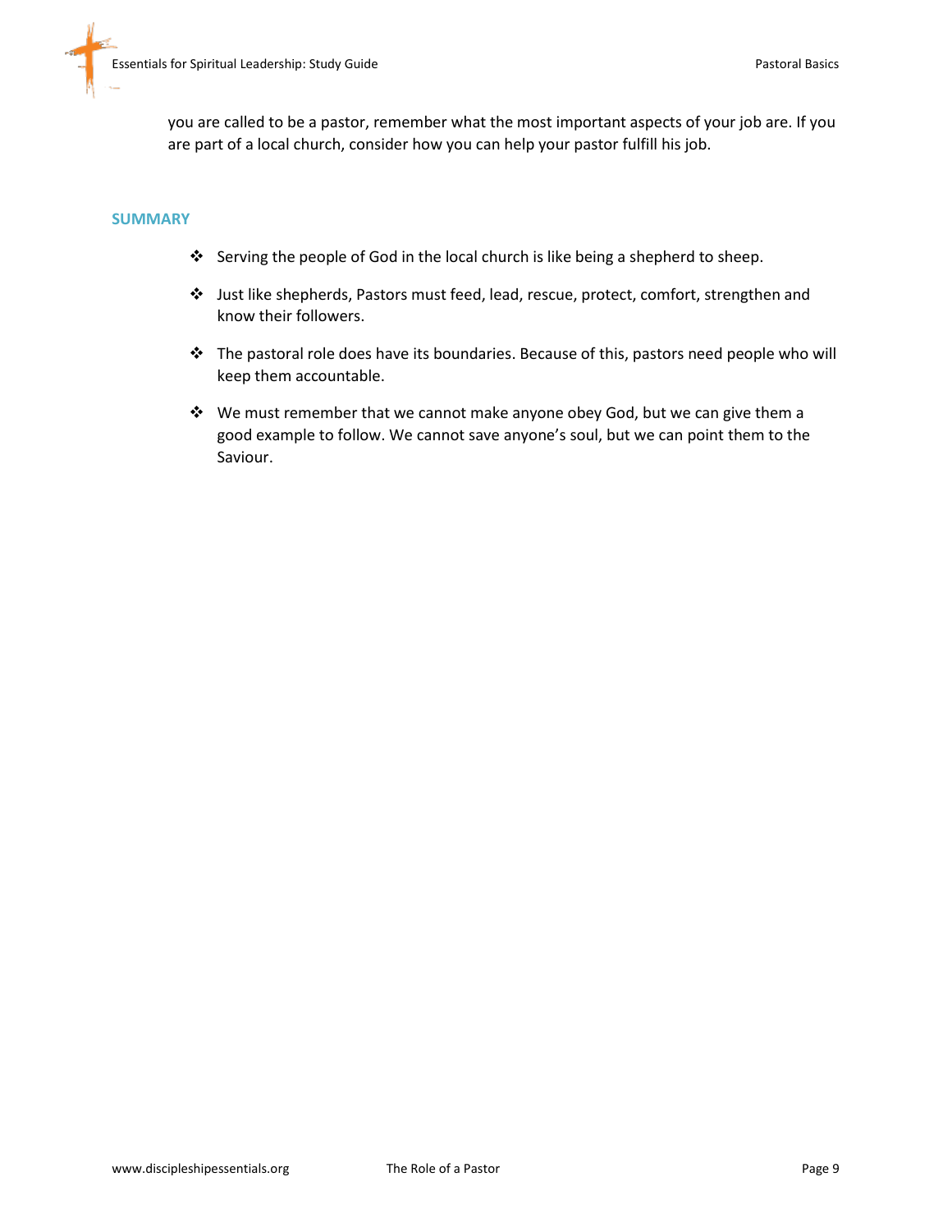you are called to be a pastor, remember what the most important aspects of your job are. If you are part of a local church, consider how you can help your pastor fulfill his job.

## SUMMARY

- Serving the people of God in the local church is like being a shepherd to sheep.
- Just like shepherds, Pastors must feed, lead, rescue, protect, comfort, strengthen and know their followers.
- The pastoral role does have its boundaries. Because of this, pastors need people who will keep them accountable.
- We must remember that we cannot make anyone obey God, but we can give them a good example to follow. We cannot save anyone's soul, but we can point them to the Saviour.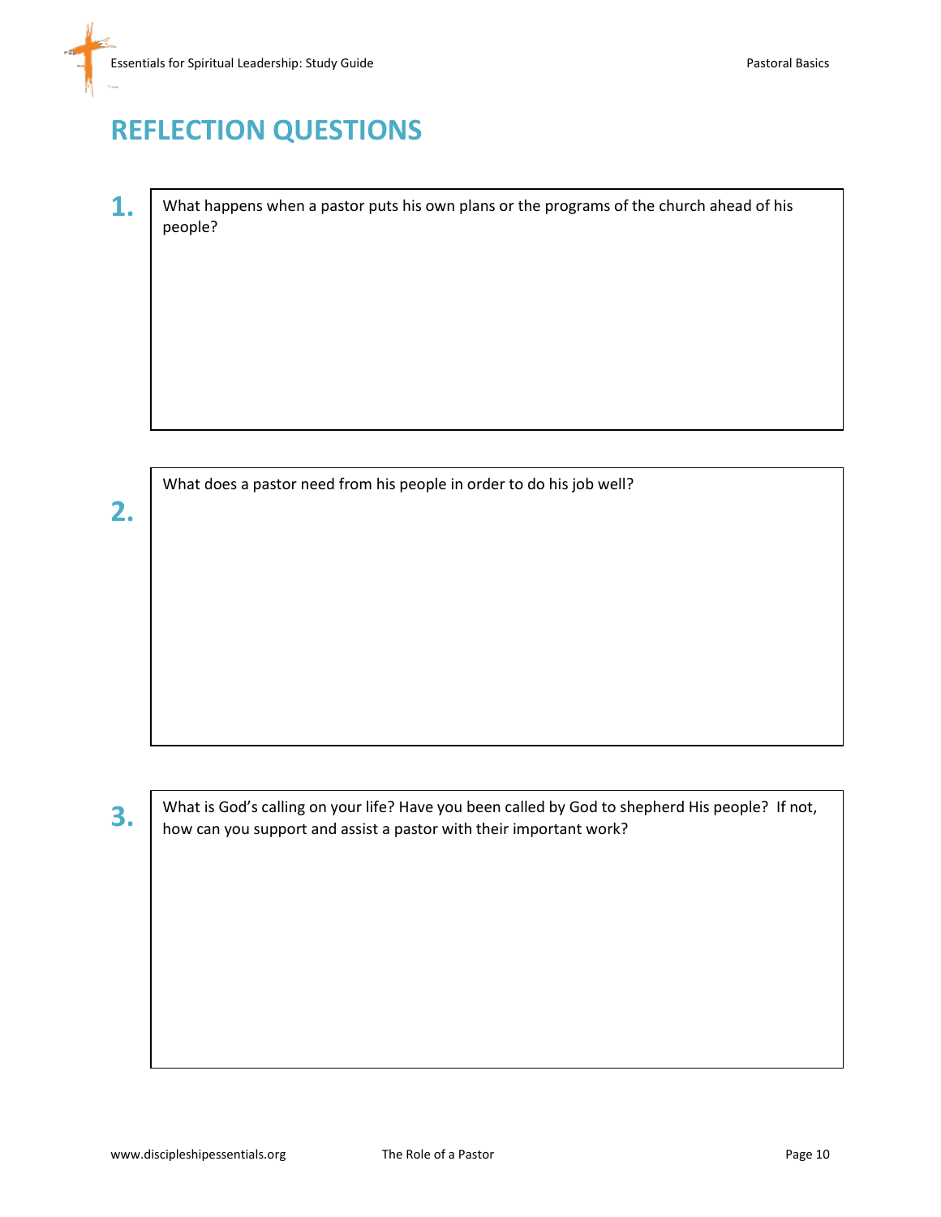# REFLECTION QUESTIONS

1. What happens when a pastor puts his own plans or the programs of the church ahead of his people?

2. What does a pastor need from his people in order to do his job well?

3. What is God's calling on your life? Have you been called by God to shepherd His people? If not, how can you support and assist a pastor with their important work?